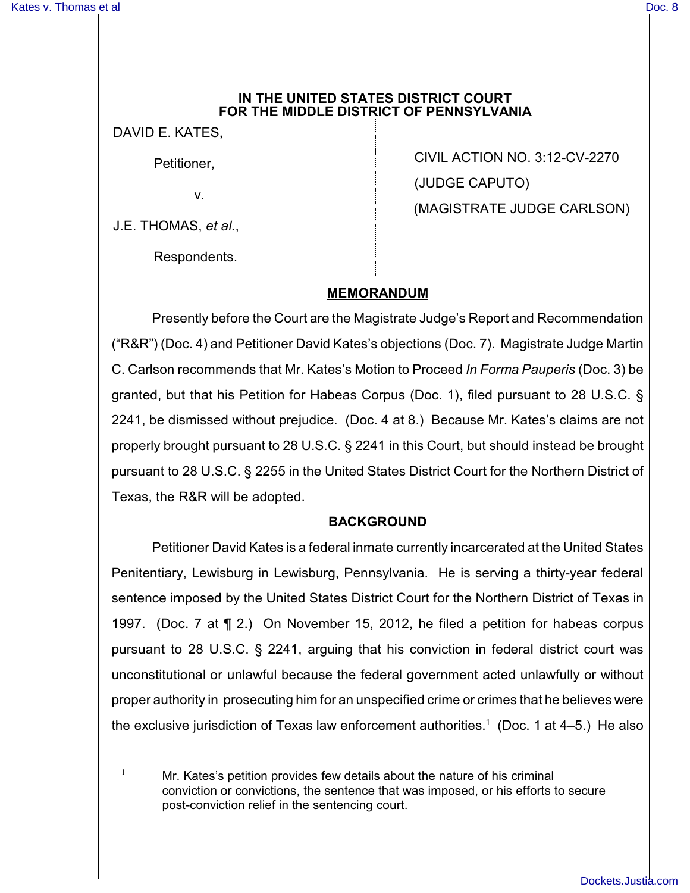**IN THE UNITED STATES DISTRICT COURT**
**FOR THE MIDDLE DISTRICT OF PENNSYLVANIA**

DAVID E. KATES,

Petitioner,

v.

J.E. THOMAS, *et al.*,

Respondents.

CIVIL ACTION NO. 3:12-CV-2270

(JUDGE CAPUTO)

(MAGISTRATE JUDGE CARLSON)

## MEMORANDUM

Presently before the Court are the Magistrate Judge's Report and Recommendation ("R&R") (Doc. 4) and Petitioner David Kates's objections (Doc. 7). Magistrate Judge Martin C. Carlson recommends that Mr. Kates's Motion to Proceed *In Forma Pauperis* (Doc. 3) be granted, but that his Petition for Habeas Corpus (Doc. 1), filed pursuant to 28 U.S.C. § 2241, be dismissed without prejudice. (Doc. 4 at 8.) Because Mr. Kates's claims are not properly brought pursuant to 28 U.S.C. § 2241 in this Court, but should instead be brought pursuant to 28 U.S.C. § 2255 in the United States District Court for the Northern District of Texas, the R&R will be adopted.

## BACKGROUND

Petitioner David Kates is a federal inmate currently incarcerated at the United States Penitentiary, Lewisburg in Lewisburg, Pennsylvania. He is serving a thirty-year federal sentence imposed by the United States District Court for the Northern District of Texas in 1997. (Doc. 7 at ¶ 2.) On November 15, 2012, he filed a petition for habeas corpus pursuant to 28 U.S.C. § 2241, arguing that his conviction in federal district court was unconstitutional or unlawful because the federal government acted unlawfully or without proper authority in prosecuting him for an unspecified crime or crimes that he believes were the exclusive jurisdiction of Texas law enforcement authorities.[1] (Doc. 1 at 4–5.) He also

---

[1] Mr. Kates's petition provides few details about the nature of his criminal conviction or convictions, the sentence that was imposed, or his efforts to secure post-conviction relief in the sentencing court.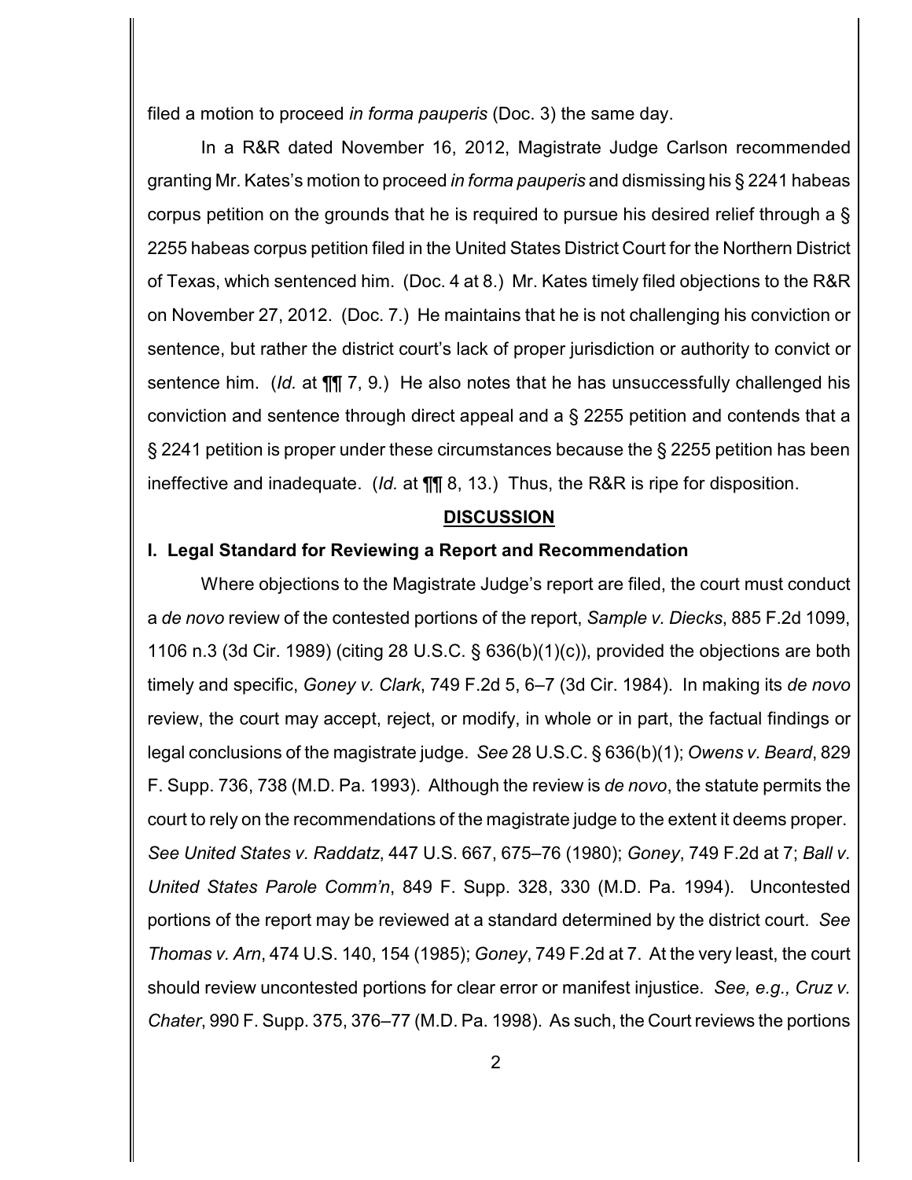filed a motion to proceed *in forma pauperis* (Doc. 3) the same day.

In a R&R dated November 16, 2012, Magistrate Judge Carlson recommended granting Mr. Kates's motion to proceed *in forma pauperis* and dismissing his § 2241 habeas corpus petition on the grounds that he is required to pursue his desired relief through a § 2255 habeas corpus petition filed in the United States District Court for the Northern District of Texas, which sentenced him. (Doc. 4 at 8.) Mr. Kates timely filed objections to the R&R on November 27, 2012. (Doc. 7.) He maintains that he is not challenging his conviction or sentence, but rather the district court's lack of proper jurisdiction or authority to convict or sentence him. (*Id.* at ¶¶ 7, 9.) He also notes that he has unsuccessfully challenged his conviction and sentence through direct appeal and a § 2255 petition and contends that a § 2241 petition is proper under these circumstances because the § 2255 petition has been ineffective and inadequate. (*Id.* at ¶¶ 8, 13.) Thus, the R&R is ripe for disposition.

## DISCUSSION

### I. Legal Standard for Reviewing a Report and Recommendation

Where objections to the Magistrate Judge's report are filed, the court must conduct a *de novo* review of the contested portions of the report, *Sample v. Diecks*, 885 F.2d 1099, 1106 n.3 (3d Cir. 1989) (citing 28 U.S.C. § 636(b)(1)(c)), provided the objections are both timely and specific, *Goney v. Clark*, 749 F.2d 5, 6–7 (3d Cir. 1984). In making its *de novo* review, the court may accept, reject, or modify, in whole or in part, the factual findings or legal conclusions of the magistrate judge. *See* 28 U.S.C. § 636(b)(1); *Owens v. Beard*, 829 F. Supp. 736, 738 (M.D. Pa. 1993). Although the review is *de novo*, the statute permits the court to rely on the recommendations of the magistrate judge to the extent it deems proper. *See United States v. Raddatz*, 447 U.S. 667, 675–76 (1980); *Goney*, 749 F.2d at 7; *Ball v. United States Parole Comm'n*, 849 F. Supp. 328, 330 (M.D. Pa. 1994). Uncontested portions of the report may be reviewed at a standard determined by the district court. *See Thomas v. Arn*, 474 U.S. 140, 154 (1985); *Goney*, 749 F.2d at 7. At the very least, the court should review uncontested portions for clear error or manifest injustice. *See, e.g., Cruz v. Chater*, 990 F. Supp. 375, 376–77 (M.D. Pa. 1998). As such, the Court reviews the portions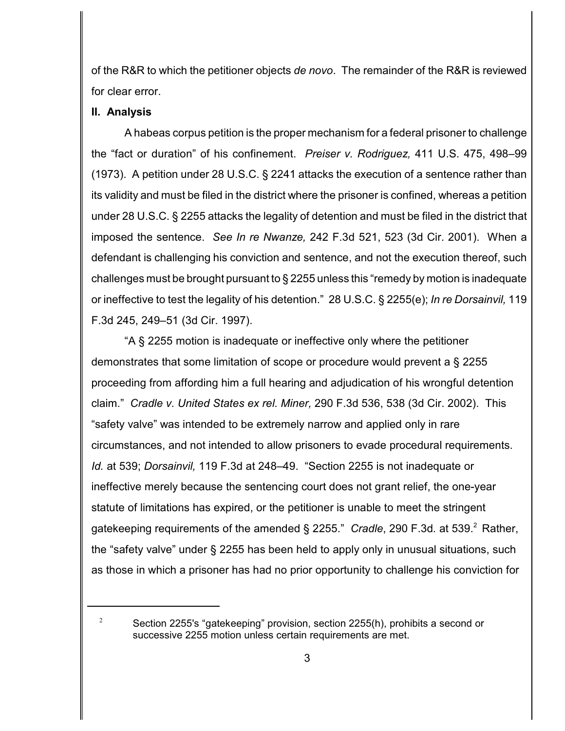of the R&R to which the petitioner objects *de novo*. The remainder of the R&R is reviewed for clear error.

**II. Analysis**

A habeas corpus petition is the proper mechanism for a federal prisoner to challenge the "fact or duration" of his confinement. *Preiser v. Rodriguez,* 411 U.S. 475, 498–99 (1973). A petition under 28 U.S.C. § 2241 attacks the execution of a sentence rather than its validity and must be filed in the district where the prisoner is confined, whereas a petition under 28 U.S.C. § 2255 attacks the legality of detention and must be filed in the district that imposed the sentence. *See In re Nwanze,* 242 F.3d 521, 523 (3d Cir. 2001). When a defendant is challenging his conviction and sentence, and not the execution thereof, such challenges must be brought pursuant to § 2255 unless this "remedy by motion is inadequate or ineffective to test the legality of his detention." 28 U.S.C. § 2255(e); *In re Dorsainvil,* 119 F.3d 245, 249–51 (3d Cir. 1997).

"A § 2255 motion is inadequate or ineffective only where the petitioner demonstrates that some limitation of scope or procedure would prevent a § 2255 proceeding from affording him a full hearing and adjudication of his wrongful detention claim." *Cradle v. United States ex rel. Miner,* 290 F.3d 536, 538 (3d Cir. 2002). This "safety valve" was intended to be extremely narrow and applied only in rare circumstances, and not intended to allow prisoners to evade procedural requirements. *Id.* at 539; *Dorsainvil,* 119 F.3d at 248–49. "Section 2255 is not inadequate or ineffective merely because the sentencing court does not grant relief, the one-year statute of limitations has expired, or the petitioner is unable to meet the stringent gatekeeping requirements of the amended § 2255." *Cradle*, 290 F.3d. at 539.[2] Rather, the "safety valve" under § 2255 has been held to apply only in unusual situations, such as those in which a prisoner has had no prior opportunity to challenge his conviction for

[2] Section 2255's "gatekeeping" provision, section 2255(h), prohibits a second or successive 2255 motion unless certain requirements are met.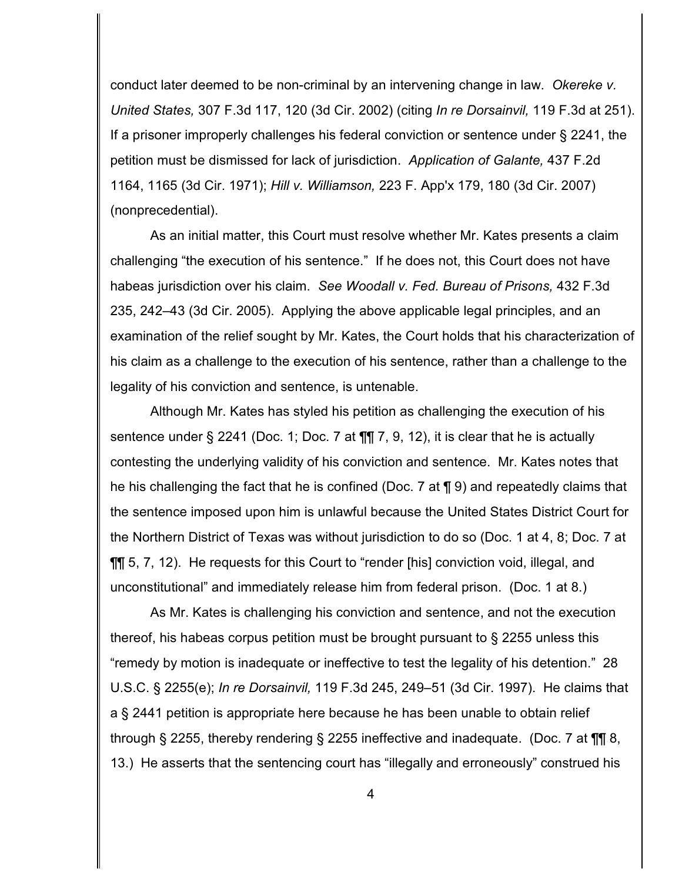conduct later deemed to be non-criminal by an intervening change in law. *Okereke v. United States,* 307 F.3d 117, 120 (3d Cir. 2002) (citing *In re Dorsainvil,* 119 F.3d at 251). If a prisoner improperly challenges his federal conviction or sentence under § 2241, the petition must be dismissed for lack of jurisdiction. *Application of Galante,* 437 F.2d 1164, 1165 (3d Cir. 1971); *Hill v. Williamson,* 223 F. App'x 179, 180 (3d Cir. 2007) (nonprecedential).

As an initial matter, this Court must resolve whether Mr. Kates presents a claim challenging "the execution of his sentence." If he does not, this Court does not have habeas jurisdiction over his claim. *See Woodall v. Fed. Bureau of Prisons,* 432 F.3d 235, 242–43 (3d Cir. 2005). Applying the above applicable legal principles, and an examination of the relief sought by Mr. Kates, the Court holds that his characterization of his claim as a challenge to the execution of his sentence, rather than a challenge to the legality of his conviction and sentence, is untenable.

Although Mr. Kates has styled his petition as challenging the execution of his sentence under § 2241 (Doc. 1; Doc. 7 at ¶¶ 7, 9, 12), it is clear that he is actually contesting the underlying validity of his conviction and sentence. Mr. Kates notes that he his challenging the fact that he is confined (Doc. 7 at ¶ 9) and repeatedly claims that the sentence imposed upon him is unlawful because the United States District Court for the Northern District of Texas was without jurisdiction to do so (Doc. 1 at 4, 8; Doc. 7 at ¶¶ 5, 7, 12). He requests for this Court to "render [his] conviction void, illegal, and unconstitutional" and immediately release him from federal prison. (Doc. 1 at 8.)

As Mr. Kates is challenging his conviction and sentence, and not the execution thereof, his habeas corpus petition must be brought pursuant to § 2255 unless this "remedy by motion is inadequate or ineffective to test the legality of his detention." 28 U.S.C. § 2255(e); *In re Dorsainvil,* 119 F.3d 245, 249–51 (3d Cir. 1997). He claims that a § 2441 petition is appropriate here because he has been unable to obtain relief through § 2255, thereby rendering § 2255 ineffective and inadequate. (Doc. 7 at ¶¶ 8, 13.) He asserts that the sentencing court has "illegally and erroneously" construed his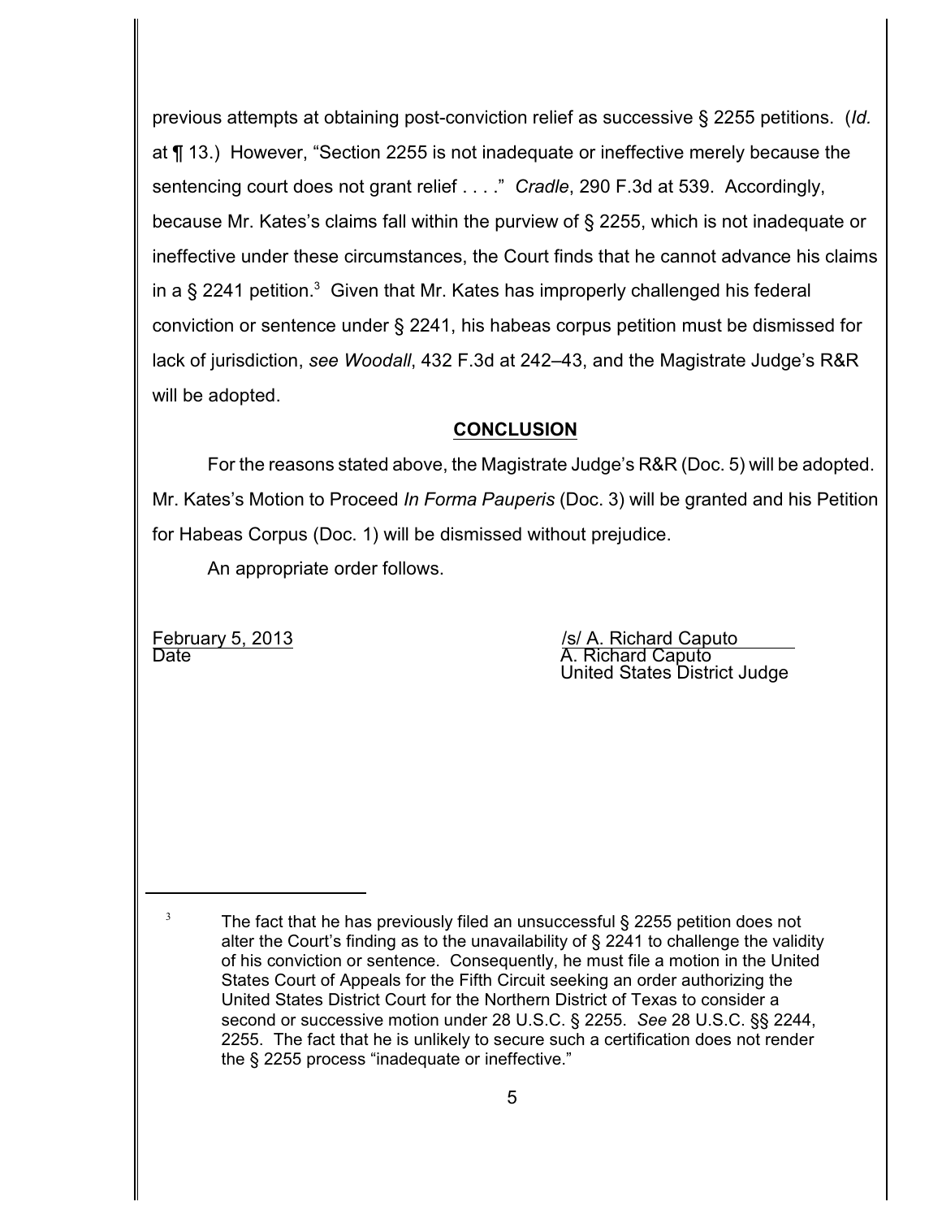previous attempts at obtaining post-conviction relief as successive § 2255 petitions. (*Id.* at ¶ 13.) However, "Section 2255 is not inadequate or ineffective merely because the sentencing court does not grant relief . . . ." *Cradle*, 290 F.3d at 539. Accordingly, because Mr. Kates's claims fall within the purview of § 2255, which is not inadequate or ineffective under these circumstances, the Court finds that he cannot advance his claims in a § 2241 petition.[3] Given that Mr. Kates has improperly challenged his federal conviction or sentence under § 2241, his habeas corpus petition must be dismissed for lack of jurisdiction, *see Woodall*, 432 F.3d at 242–43, and the Magistrate Judge's R&R will be adopted.

## CONCLUSION

For the reasons stated above, the Magistrate Judge's R&R (Doc. 5) will be adopted. Mr. Kates's Motion to Proceed *In Forma Pauperis* (Doc. 3) will be granted and his Petition for Habeas Corpus (Doc. 1) will be dismissed without prejudice.

An appropriate order follows.

February 5, 2013
Date

/s/ A. Richard Caputo
A. Richard Caputo
United States District Judge

---

[3] The fact that he has previously filed an unsuccessful § 2255 petition does not alter the Court's finding as to the unavailability of § 2241 to challenge the validity of his conviction or sentence. Consequently, he must file a motion in the United States Court of Appeals for the Fifth Circuit seeking an order authorizing the United States District Court for the Northern District of Texas to consider a second or successive motion under 28 U.S.C. § 2255. *See* 28 U.S.C. §§ 2244, 2255. The fact that he is unlikely to secure such a certification does not render the § 2255 process "inadequate or ineffective."